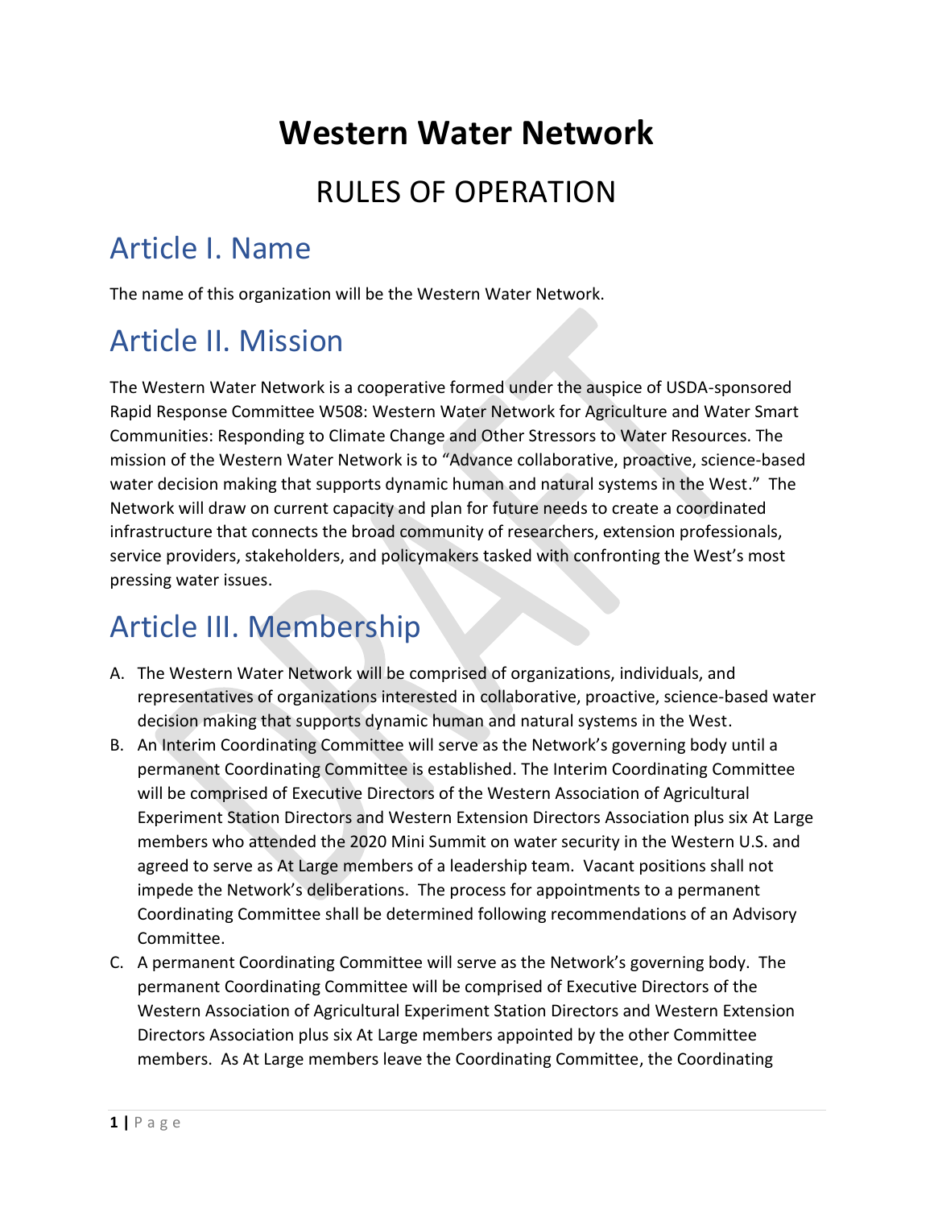# Western Water Network

## RULES OF OPERATION

## Article I. Name

The name of this organization will be the Western Water Network.

## Article II. Mission

The Western Water Network is a cooperative formed under the auspice of USDA-sponsored Rapid Response Committee W508: Western Water Network for Agriculture and Water Smart Communities: Responding to Climate Change and Other Stressors to Water Resources. The mission of the Western Water Network is to "Advance collaborative, proactive, science-based water decision making that supports dynamic human and natural systems in the West." The Network will draw on current capacity and plan for future needs to create a coordinated infrastructure that connects the broad community of researchers, extension professionals, service providers, stakeholders, and policymakers tasked with confronting the West's most pressing water issues.

## Article III. Membership

A. The Western Water Network will be comprised of organizations, individuals, and representatives of organizations interested in collaborative, proactive, science-based water decision making that supports dynamic human and natural systems in the West.

B. An Interim Coordinating Committee will serve as the Network's governing body until a permanent Coordinating Committee is established. The Interim Coordinating Committee will be comprised of Executive Directors of the Western Association of Agricultural Experiment Station Directors and Western Extension Directors Association plus six At Large members who attended the 2020 Mini Summit on water security in the Western U.S. and agreed to serve as At Large members of a leadership team. Vacant positions shall not impede the Network's deliberations. The process for appointments to a permanent Coordinating Committee shall be determined following recommendations of an Advisory Committee.

C. A permanent Coordinating Committee will serve as the Network's governing body. The permanent Coordinating Committee will be comprised of Executive Directors of the Western Association of Agricultural Experiment Station Directors and Western Extension Directors Association plus six At Large members appointed by the other Committee members. As At Large members leave the Coordinating Committee, the Coordinating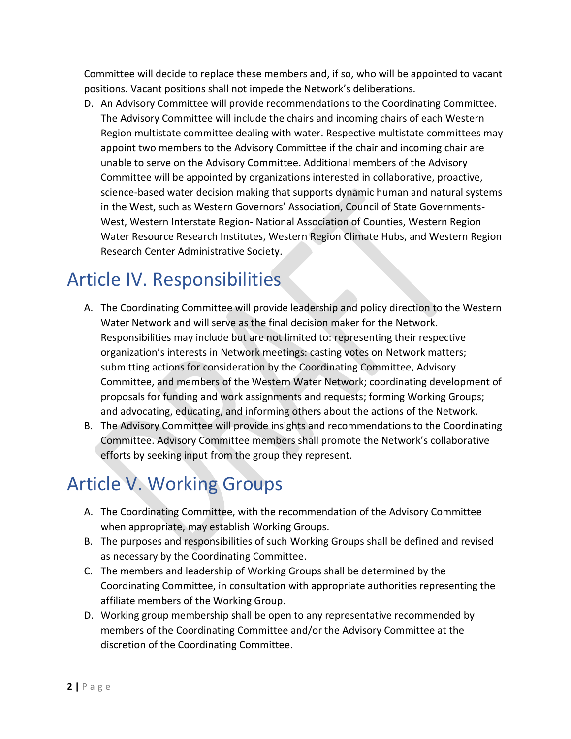Committee will decide to replace these members and, if so, who will be appointed to vacant positions. Vacant positions shall not impede the Network's deliberations.

D. An Advisory Committee will provide recommendations to the Coordinating Committee. The Advisory Committee will include the chairs and incoming chairs of each Western Region multistate committee dealing with water. Respective multistate committees may appoint two members to the Advisory Committee if the chair and incoming chair are unable to serve on the Advisory Committee. Additional members of the Advisory Committee will be appointed by organizations interested in collaborative, proactive, science-based water decision making that supports dynamic human and natural systems in the West, such as Western Governors' Association, Council of State Governments-West, Western Interstate Region- National Association of Counties, Western Region Water Resource Research Institutes, Western Region Climate Hubs, and Western Region Research Center Administrative Society.

# Article IV. Responsibilities

A. The Coordinating Committee will provide leadership and policy direction to the Western Water Network and will serve as the final decision maker for the Network. Responsibilities may include but are not limited to: representing their respective organization's interests in Network meetings: casting votes on Network matters; submitting actions for consideration by the Coordinating Committee, Advisory Committee, and members of the Western Water Network; coordinating development of proposals for funding and work assignments and requests; forming Working Groups; and advocating, educating, and informing others about the actions of the Network.
B. The Advisory Committee will provide insights and recommendations to the Coordinating Committee. Advisory Committee members shall promote the Network's collaborative efforts by seeking input from the group they represent.

# Article V. Working Groups

A. The Coordinating Committee, with the recommendation of the Advisory Committee when appropriate, may establish Working Groups.
B. The purposes and responsibilities of such Working Groups shall be defined and revised as necessary by the Coordinating Committee.
C. The members and leadership of Working Groups shall be determined by the Coordinating Committee, in consultation with appropriate authorities representing the affiliate members of the Working Group.
D. Working group membership shall be open to any representative recommended by members of the Coordinating Committee and/or the Advisory Committee at the discretion of the Coordinating Committee.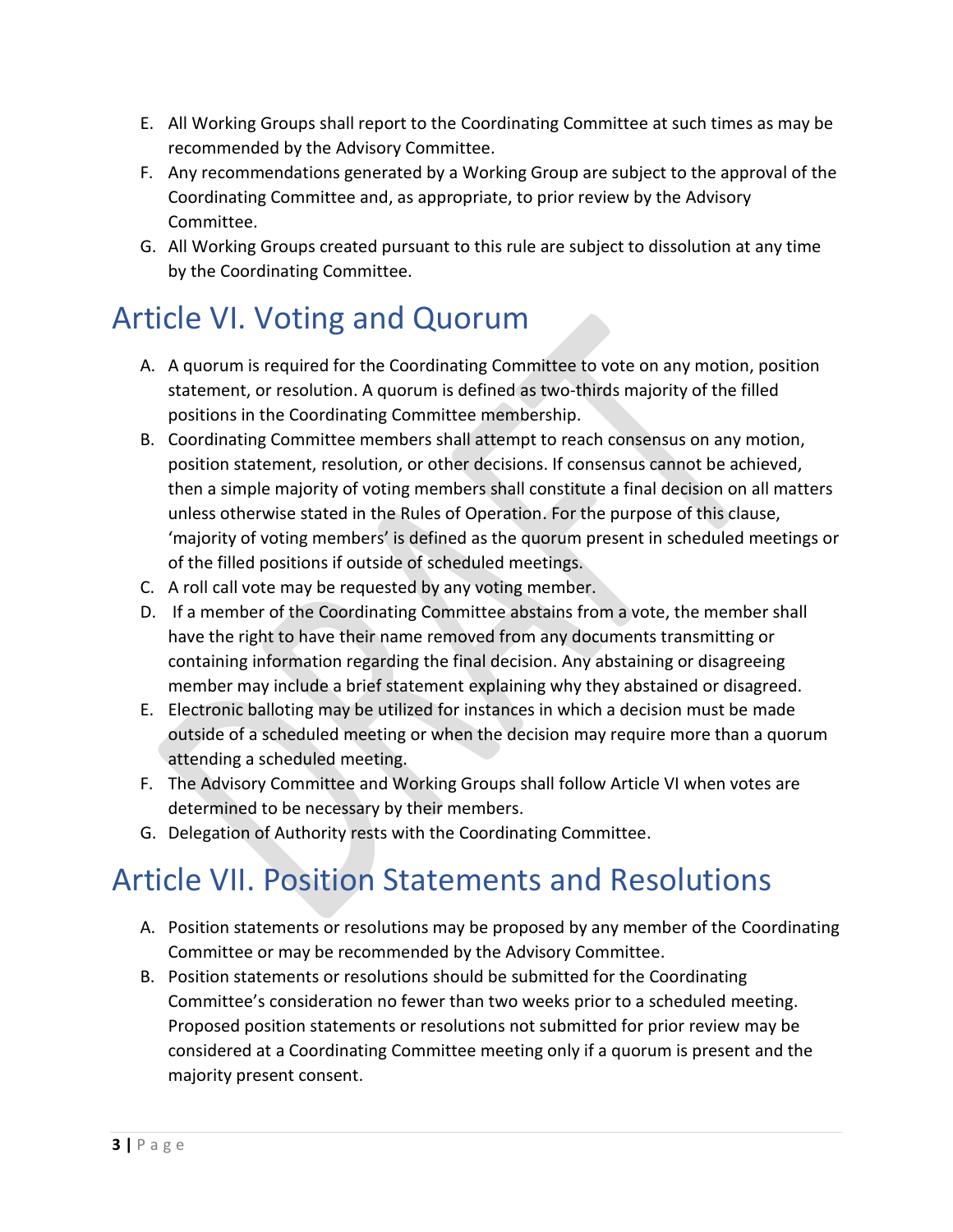E. All Working Groups shall report to the Coordinating Committee at such times as may be recommended by the Advisory Committee.
F. Any recommendations generated by a Working Group are subject to the approval of the Coordinating Committee and, as appropriate, to prior review by the Advisory Committee.
G. All Working Groups created pursuant to this rule are subject to dissolution at any time by the Coordinating Committee.

# Article VI. Voting and Quorum

A. A quorum is required for the Coordinating Committee to vote on any motion, position statement, or resolution. A quorum is defined as two-thirds majority of the filled positions in the Coordinating Committee membership.
B. Coordinating Committee members shall attempt to reach consensus on any motion, position statement, resolution, or other decisions. If consensus cannot be achieved, then a simple majority of voting members shall constitute a final decision on all matters unless otherwise stated in the Rules of Operation. For the purpose of this clause, 'majority of voting members' is defined as the quorum present in scheduled meetings or of the filled positions if outside of scheduled meetings.
C. A roll call vote may be requested by any voting member.
D. If a member of the Coordinating Committee abstains from a vote, the member shall have the right to have their name removed from any documents transmitting or containing information regarding the final decision. Any abstaining or disagreeing member may include a brief statement explaining why they abstained or disagreed.
E. Electronic balloting may be utilized for instances in which a decision must be made outside of a scheduled meeting or when the decision may require more than a quorum attending a scheduled meeting.
F. The Advisory Committee and Working Groups shall follow Article VI when votes are determined to be necessary by their members.
G. Delegation of Authority rests with the Coordinating Committee.

# Article VII. Position Statements and Resolutions

A. Position statements or resolutions may be proposed by any member of the Coordinating Committee or may be recommended by the Advisory Committee.
B. Position statements or resolutions should be submitted for the Coordinating Committee's consideration no fewer than two weeks prior to a scheduled meeting. Proposed position statements or resolutions not submitted for prior review may be considered at a Coordinating Committee meeting only if a quorum is present and the majority present consent.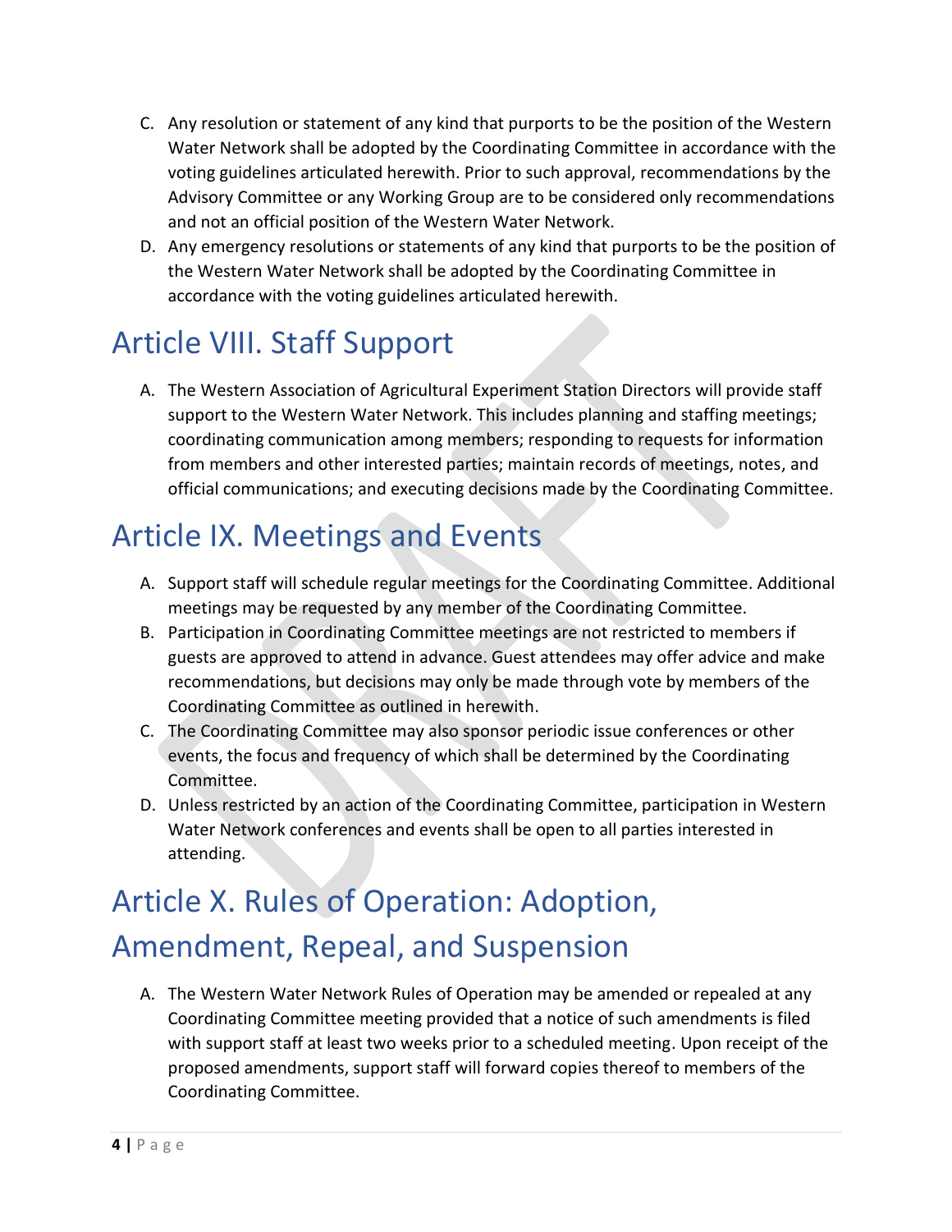C. Any resolution or statement of any kind that purports to be the position of the Western Water Network shall be adopted by the Coordinating Committee in accordance with the voting guidelines articulated herewith. Prior to such approval, recommendations by the Advisory Committee or any Working Group are to be considered only recommendations and not an official position of the Western Water Network.

D. Any emergency resolutions or statements of any kind that purports to be the position of the Western Water Network shall be adopted by the Coordinating Committee in accordance with the voting guidelines articulated herewith.

# Article VIII. Staff Support

A. The Western Association of Agricultural Experiment Station Directors will provide staff support to the Western Water Network. This includes planning and staffing meetings; coordinating communication among members; responding to requests for information from members and other interested parties; maintain records of meetings, notes, and official communications; and executing decisions made by the Coordinating Committee.

# Article IX. Meetings and Events

A. Support staff will schedule regular meetings for the Coordinating Committee. Additional meetings may be requested by any member of the Coordinating Committee.

B. Participation in Coordinating Committee meetings are not restricted to members if guests are approved to attend in advance. Guest attendees may offer advice and make recommendations, but decisions may only be made through vote by members of the Coordinating Committee as outlined in herewith.

C. The Coordinating Committee may also sponsor periodic issue conferences or other events, the focus and frequency of which shall be determined by the Coordinating Committee.

D. Unless restricted by an action of the Coordinating Committee, participation in Western Water Network conferences and events shall be open to all parties interested in attending.

# Article X. Rules of Operation: Adoption, Amendment, Repeal, and Suspension

A. The Western Water Network Rules of Operation may be amended or repealed at any Coordinating Committee meeting provided that a notice of such amendments is filed with support staff at least two weeks prior to a scheduled meeting. Upon receipt of the proposed amendments, support staff will forward copies thereof to members of the Coordinating Committee.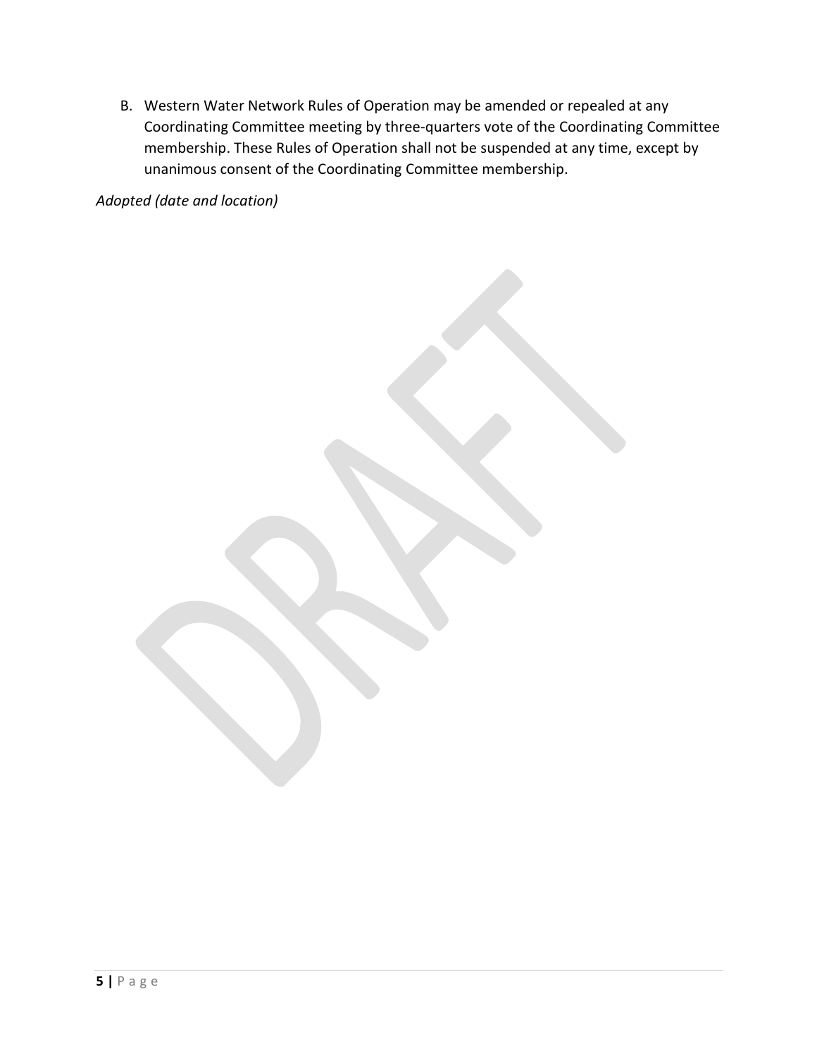B. Western Water Network Rules of Operation may be amended or repealed at any Coordinating Committee meeting by three-quarters vote of the Coordinating Committee membership. These Rules of Operation shall not be suspended at any time, except by unanimous consent of the Coordinating Committee membership.

*Adopted (date and location)*